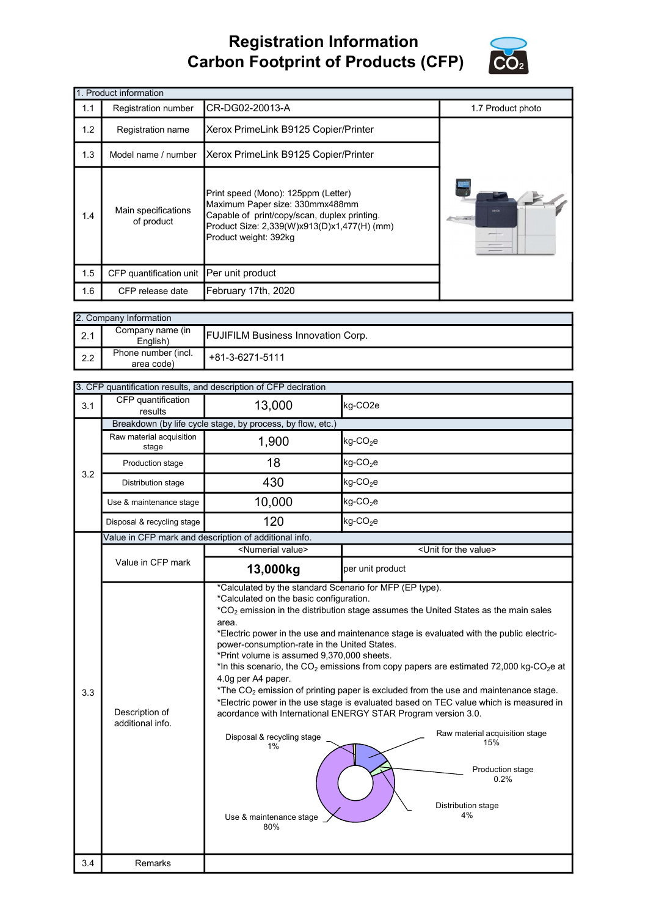# Registration Information
# Carbon Footprint of Products (CFP)

| 1. Product information | | | |
|---|---|---|---|
| 1.1 | Registration number | CR-DG02-20013-A | 1.7 Product photo |
| 1.2 | Registration name | Xerox PrimeLink B9125 Copier/Printer | |
| 1.3 | Model name / number | Xerox PrimeLink B9125 Copier/Printer | |
| 1.4 | Main specifications of product | Print speed (Mono): 125ppm (Letter)<br>Maximum Paper size: 330mmx488mm<br>Capable of print/copy/scan, duplex printing.<br>Product Size: 2,339(W)x913(D)x1,477(H) (mm)<br>Product weight: 392kg | |
| 1.5 | CFP quantification unit | Per unit product | |
| 1.6 | CFP release date | February 17th, 2020 | |

| 2. Company Information | | |
|---|---|---|
| 2.1 | Company name (in English) | FUJIFILM Business Innovation Corp. |
| 2.2 | Phone number (incl. area code) | +81-3-6271-5111 |

| 3. CFP quantification results, and description of CFP declration | | | |
|---|---|---|---|
| 3.1 | CFP quantification results | 13,000 | kg-CO2e |
| 3.2 | Breakdown (by life cycle stage, by process, by flow, etc.) | | |
| | Raw material acquisition stage | 1,900 | kg-$CO_2$e |
| | Production stage | 18 | kg-$CO_2$e |
| | Distribution stage | 430 | kg-$CO_2$e |
| | Use & maintenance stage | 10,000 | kg-$CO_2$e |
| | Disposal & recycling stage | 120 | kg-$CO_2$e |
| 3.3 | Value in CFP mark and description of additional info. | | |
| | Value in CFP mark | <Numerial value> | <Unit for the value> |
| | | **13,000kg** | per unit product |
| | Description of additional info. | *Calculated by the standard Scenario for MFP (EP type).<br>*Calculated on the basic configuration.<br>*$CO_2$ emission in the distribution stage assumes the United States as the main sales area.<br>*Electric power in the use and maintenance stage is evaluated with the public electric-power-consumption-rate in the United States.<br>*Print volume is assumed 9,370,000 sheets.<br>*In this scenario, the $CO_2$ emissions from copy papers are estimated 72,000 kg-$CO_2$e at 4.0g per A4 paper.<br>*The $CO_2$ emission of printing paper is excluded from the use and maintenance stage.<br>*Electric power in the use stage is evaluated based on TEC value which is measured in acordance with International ENERGY STAR Program version 3.0.<br><br>Disposal & recycling stage 1%; Raw material acquisition stage 15%; Production stage 0.2%; Distribution stage 4%; Use & maintenance stage 80% | |
| 3.4 | Remarks | | |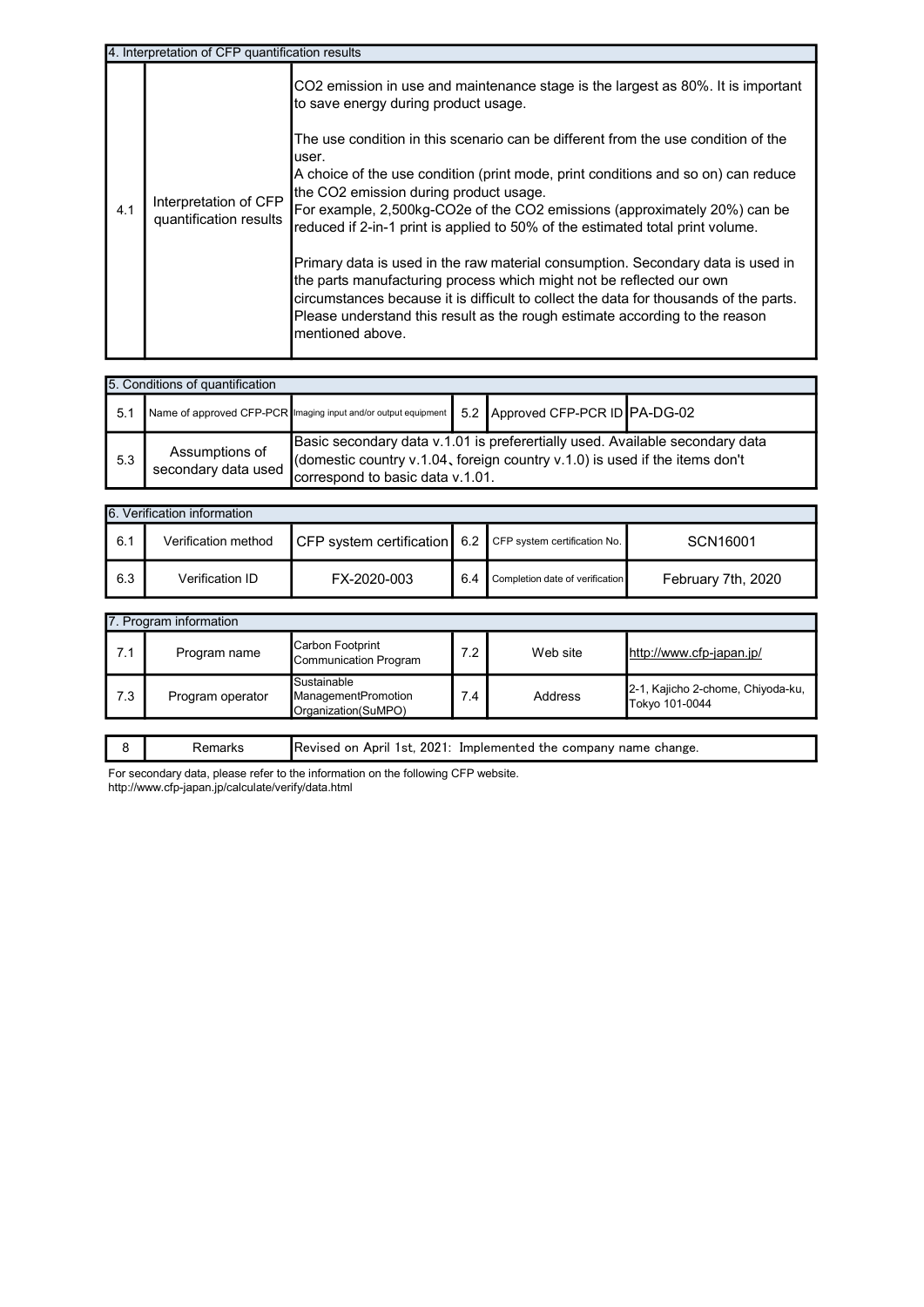| 4. Interpretation of CFP quantification results | | |
|---|---|---|
| 4.1 | Interpretation of CFP quantification results | $CO_2$ emission in use and maintenance stage is the largest as 80%. It is important to save energy during product usage.<br><br>The use condition in this scenario can be different from the use condition of the user.<br>A choice of the use condition (print mode, print conditions and so on) can reduce the $CO_2$ emission during product usage.<br>For example, 2,500kg-$CO_2e$ of the $CO_2$ emissions (approximately 20%) can be reduced if 2-in-1 print is applied to 50% of the estimated total print volume.<br><br>Primary data is used in the raw material consumption. Secondary data is used in the parts manufacturing process which might not be reflected our own circumstances because it is difficult to collect the data for thousands of the parts. Please understand this result as the rough estimate according to the reason mentioned above. |

| 5. Conditions of quantification | | | | | |
|---|---|---|---|---|---|
| 5.1 | Name of approved CFP-PCR | Imaging input and/or output equipment | 5.2 | Approved CFP-PCR ID | PA-DG-02 |
| 5.3 | Assumptions of secondary data used | Basic secondary data v.1.01 is preferertially used. Available secondary data (domestic country v.1.04、foreign country v.1.0) is used if the items don't correspond to basic data v.1.01. | | | |

| 6. Verification information | | | | | |
|---|---|---|---|---|---|
| 6.1 | Verification method | CFP system certification | 6.2 | CFP system certification No. | SCN16001 |
| 6.3 | Verification ID | FX-2020-003 | 6.4 | Completion date of verification | February 7th, 2020 |

| 7. Program information | | | | | |
|---|---|---|---|---|---|
| 7.1 | Program name | Carbon Footprint Communication Program | 7.2 | Web site | http://www.cfp-japan.jp/ |
| 7.3 | Program operator | Sustainable ManagementPromotion Organization(SuMPO) | 7.4 | Address | 2-1, Kajicho 2-chome, Chiyoda-ku, Tokyo 101-0044 |

| | | |
|---|---|---|
| 8 | Remarks | Revised on April 1st, 2021: Implemented the company name change. |

For secondary data, please refer to the information on the following CFP website.
http://www.cfp-japan.jp/calculate/verify/data.html